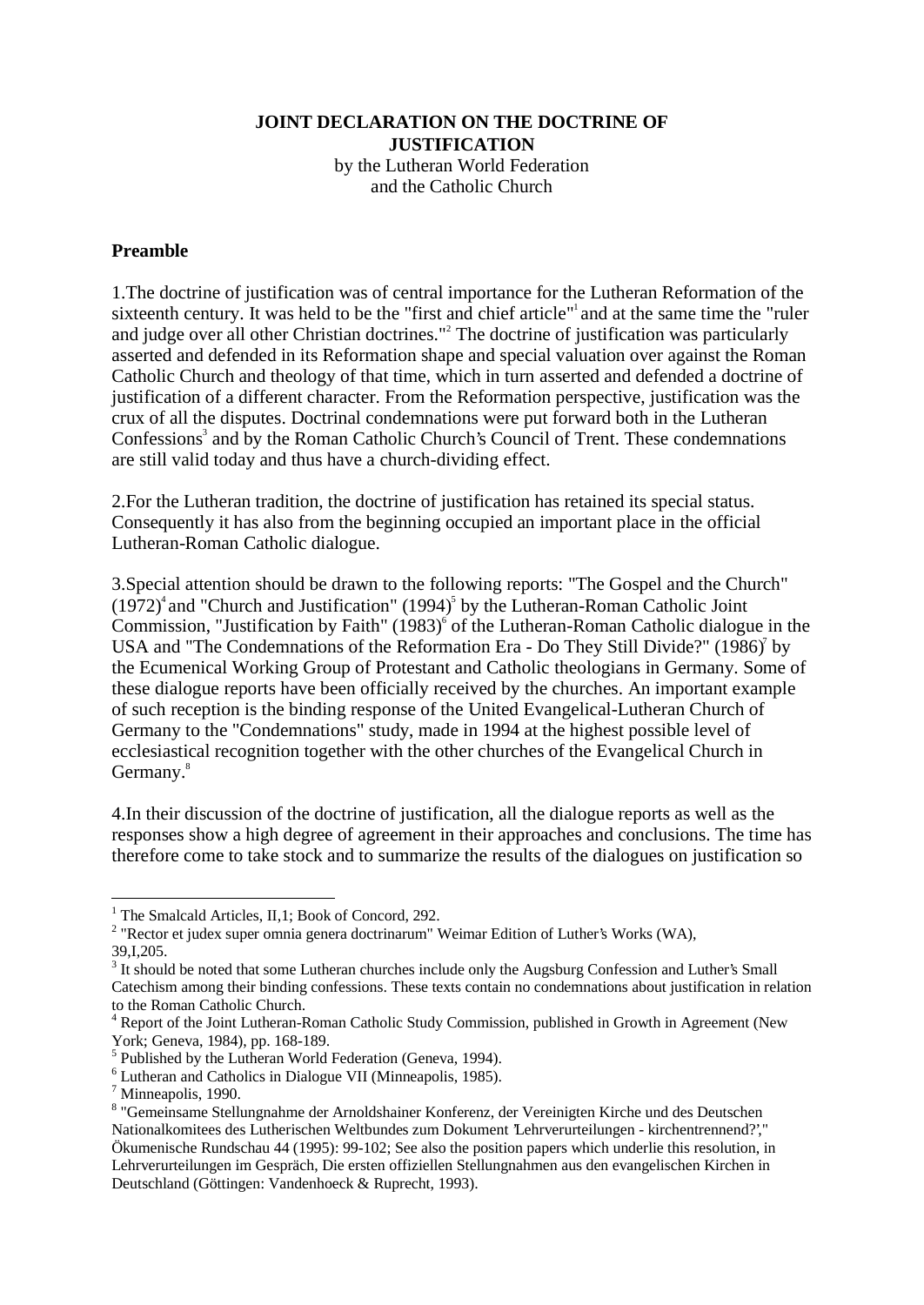**JOINT DECLARATION ON THE DOCTRINE OF JUSTIFICATION**

by the Lutheran World Federation
and the Catholic Church

## Preamble

1.The doctrine of justification was of central importance for the Lutheran Reformation of the sixteenth century. It was held to be the "first and chief article"[1] and at the same time the "ruler and judge over all other Christian doctrines."[2] The doctrine of justification was particularly asserted and defended in its Reformation shape and special valuation over against the Roman Catholic Church and theology of that time, which in turn asserted and defended a doctrine of justification of a different character. From the Reformation perspective, justification was the crux of all the disputes. Doctrinal condemnations were put forward both in the Lutheran Confessions[3] and by the Roman Catholic Church's Council of Trent. These condemnations are still valid today and thus have a church-dividing effect.

2.For the Lutheran tradition, the doctrine of justification has retained its special status. Consequently it has also from the beginning occupied an important place in the official Lutheran-Roman Catholic dialogue.

3.Special attention should be drawn to the following reports: "The Gospel and the Church" (1972)[4] and "Church and Justification" (1994)[5] by the Lutheran-Roman Catholic Joint Commission, "Justification by Faith" (1983)[6] of the Lutheran-Roman Catholic dialogue in the USA and "The Condemnations of the Reformation Era - Do They Still Divide?" (1986)[7] by the Ecumenical Working Group of Protestant and Catholic theologians in Germany. Some of these dialogue reports have been officially received by the churches. An important example of such reception is the binding response of the United Evangelical-Lutheran Church of Germany to the "Condemnations" study, made in 1994 at the highest possible level of ecclesiastical recognition together with the other churches of the Evangelical Church in Germany.[8]

4.In their discussion of the doctrine of justification, all the dialogue reports as well as the responses show a high degree of agreement in their approaches and conclusions. The time has therefore come to take stock and to summarize the results of the dialogues on justification so

---

[1] The Smalcald Articles, II,1; Book of Concord, 292.

[2] "Rector et judex super omnia genera doctrinarum" Weimar Edition of Luther's Works (WA), 39,I,205.

[3] It should be noted that some Lutheran churches include only the Augsburg Confession and Luther's Small Catechism among their binding confessions. These texts contain no condemnations about justification in relation to the Roman Catholic Church.

[4] Report of the Joint Lutheran-Roman Catholic Study Commission, published in Growth in Agreement (New York; Geneva, 1984), pp. 168-189.

[5] Published by the Lutheran World Federation (Geneva, 1994).

[6] Lutheran and Catholics in Dialogue VII (Minneapolis, 1985).

[7] Minneapolis, 1990.

[8] "Gemeinsame Stellungnahme der Arnoldshainer Konferenz, der Vereinigten Kirche und des Deutschen Nationalkomitees des Lutherischen Weltbundes zum Dokument 'Lehrverurteilungen - kirchentrennend?'," Ökumenische Rundschau 44 (1995): 99-102; See also the position papers which underlie this resolution, in Lehrverurteilungen im Gespräch, Die ersten offiziellen Stellungnahmen aus den evangelischen Kirchen in Deutschland (Göttingen: Vandenhoeck & Ruprecht, 1993).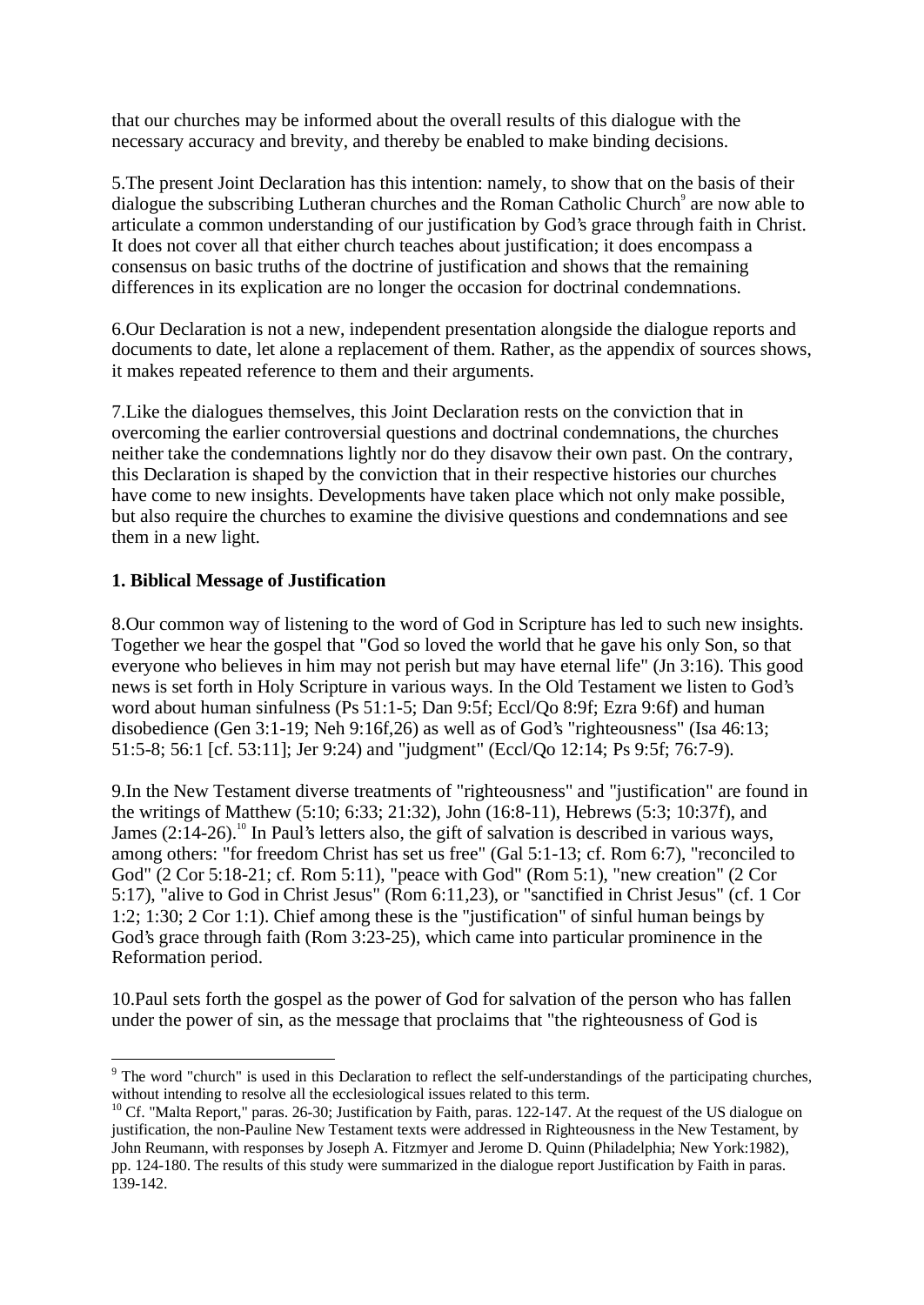that our churches may be informed about the overall results of this dialogue with the necessary accuracy and brevity, and thereby be enabled to make binding decisions.

5.The present Joint Declaration has this intention: namely, to show that on the basis of their dialogue the subscribing Lutheran churches and the Roman Catholic Church[9] are now able to articulate a common understanding of our justification by God's grace through faith in Christ. It does not cover all that either church teaches about justification; it does encompass a consensus on basic truths of the doctrine of justification and shows that the remaining differences in its explication are no longer the occasion for doctrinal condemnations.

6.Our Declaration is not a new, independent presentation alongside the dialogue reports and documents to date, let alone a replacement of them. Rather, as the appendix of sources shows, it makes repeated reference to them and their arguments.

7.Like the dialogues themselves, this Joint Declaration rests on the conviction that in overcoming the earlier controversial questions and doctrinal condemnations, the churches neither take the condemnations lightly nor do they disavow their own past. On the contrary, this Declaration is shaped by the conviction that in their respective histories our churches have come to new insights. Developments have taken place which not only make possible, but also require the churches to examine the divisive questions and condemnations and see them in a new light.

**1. Biblical Message of Justification**

8.Our common way of listening to the word of God in Scripture has led to such new insights. Together we hear the gospel that "God so loved the world that he gave his only Son, so that everyone who believes in him may not perish but may have eternal life" (Jn 3:16). This good news is set forth in Holy Scripture in various ways. In the Old Testament we listen to God's word about human sinfulness (Ps 51:1-5; Dan 9:5f; Eccl/Qo 8:9f; Ezra 9:6f) and human disobedience (Gen 3:1-19; Neh 9:16f,26) as well as of God's "righteousness" (Isa 46:13; 51:5-8; 56:1 [cf. 53:11]; Jer 9:24) and "judgment" (Eccl/Qo 12:14; Ps 9:5f; 76:7-9).

9.In the New Testament diverse treatments of "righteousness" and "justification" are found in the writings of Matthew (5:10; 6:33; 21:32), John (16:8-11), Hebrews (5:3; 10:37f), and James (2:14-26).[10] In Paul's letters also, the gift of salvation is described in various ways, among others: "for freedom Christ has set us free" (Gal 5:1-13; cf. Rom 6:7), "reconciled to God" (2 Cor 5:18-21; cf. Rom 5:11), "peace with God" (Rom 5:1), "new creation" (2 Cor 5:17), "alive to God in Christ Jesus" (Rom 6:11,23), or "sanctified in Christ Jesus" (cf. 1 Cor 1:2; 1:30; 2 Cor 1:1). Chief among these is the "justification" of sinful human beings by God's grace through faith (Rom 3:23-25), which came into particular prominence in the Reformation period.

10.Paul sets forth the gospel as the power of God for salvation of the person who has fallen under the power of sin, as the message that proclaims that "the righteousness of God is

---

[9] The word "church" is used in this Declaration to reflect the self-understandings of the participating churches, without intending to resolve all the ecclesiological issues related to this term.

[10] Cf. "Malta Report," paras. 26-30; Justification by Faith, paras. 122-147. At the request of the US dialogue on justification, the non-Pauline New Testament texts were addressed in Righteousness in the New Testament, by John Reumann, with responses by Joseph A. Fitzmyer and Jerome D. Quinn (Philadelphia; New York:1982), pp. 124-180. The results of this study were summarized in the dialogue report Justification by Faith in paras. 139-142.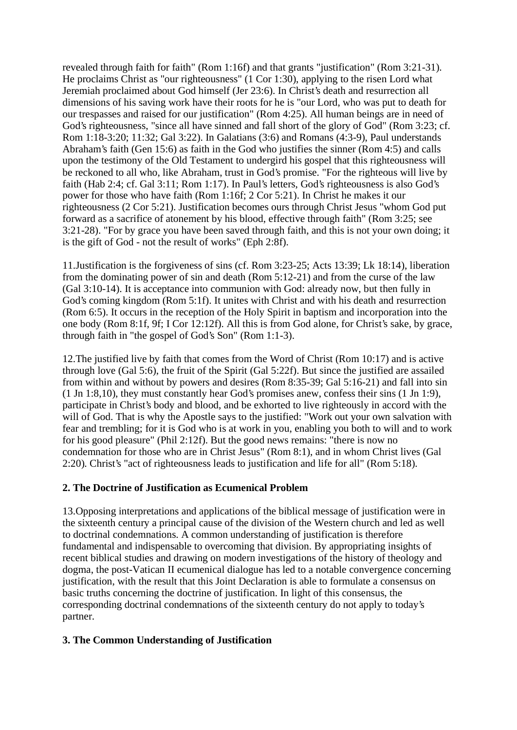revealed through faith for faith" (Rom 1:16f) and that grants "justification" (Rom 3:21-31). He proclaims Christ as "our righteousness" (1 Cor 1:30), applying to the risen Lord what Jeremiah proclaimed about God himself (Jer 23:6). In Christ's death and resurrection all dimensions of his saving work have their roots for he is "our Lord, who was put to death for our trespasses and raised for our justification" (Rom 4:25). All human beings are in need of God's righteousness, "since all have sinned and fall short of the glory of God" (Rom 3:23; cf. Rom 1:18-3:20; 11:32; Gal 3:22). In Galatians (3:6) and Romans (4:3-9), Paul understands Abraham's faith (Gen 15:6) as faith in the God who justifies the sinner (Rom 4:5) and calls upon the testimony of the Old Testament to undergird his gospel that this righteousness will be reckoned to all who, like Abraham, trust in God's promise. "For the righteous will live by faith (Hab 2:4; cf. Gal 3:11; Rom 1:17). In Paul's letters, God's righteousness is also God's power for those who have faith (Rom 1:16f; 2 Cor 5:21). In Christ he makes it our righteousness (2 Cor 5:21). Justification becomes ours through Christ Jesus "whom God put forward as a sacrifice of atonement by his blood, effective through faith" (Rom 3:25; see 3:21-28). "For by grace you have been saved through faith, and this is not your own doing; it is the gift of God - not the result of works" (Eph 2:8f).

11.Justification is the forgiveness of sins (cf. Rom 3:23-25; Acts 13:39; Lk 18:14), liberation from the dominating power of sin and death (Rom 5:12-21) and from the curse of the law (Gal 3:10-14). It is acceptance into communion with God: already now, but then fully in God's coming kingdom (Rom 5:1f). It unites with Christ and with his death and resurrection (Rom 6:5). It occurs in the reception of the Holy Spirit in baptism and incorporation into the one body (Rom 8:1f, 9f; I Cor 12:12f). All this is from God alone, for Christ's sake, by grace, through faith in "the gospel of God's Son" (Rom 1:1-3).

12.The justified live by faith that comes from the Word of Christ (Rom 10:17) and is active through love (Gal 5:6), the fruit of the Spirit (Gal 5:22f). But since the justified are assailed from within and without by powers and desires (Rom 8:35-39; Gal 5:16-21) and fall into sin (1 Jn 1:8,10), they must constantly hear God's promises anew, confess their sins (1 Jn 1:9), participate in Christ's body and blood, and be exhorted to live righteously in accord with the will of God. That is why the Apostle says to the justified: "Work out your own salvation with fear and trembling; for it is God who is at work in you, enabling you both to will and to work for his good pleasure" (Phil 2:12f). But the good news remains: "there is now no condemnation for those who are in Christ Jesus" (Rom 8:1), and in whom Christ lives (Gal 2:20). Christ's "act of righteousness leads to justification and life for all" (Rom 5:18).

## 2. The Doctrine of Justification as Ecumenical Problem

13.Opposing interpretations and applications of the biblical message of justification were in the sixteenth century a principal cause of the division of the Western church and led as well to doctrinal condemnations. A common understanding of justification is therefore fundamental and indispensable to overcoming that division. By appropriating insights of recent biblical studies and drawing on modern investigations of the history of theology and dogma, the post-Vatican II ecumenical dialogue has led to a notable convergence concerning justification, with the result that this Joint Declaration is able to formulate a consensus on basic truths concerning the doctrine of justification. In light of this consensus, the corresponding doctrinal condemnations of the sixteenth century do not apply to today's partner.

## 3. The Common Understanding of Justification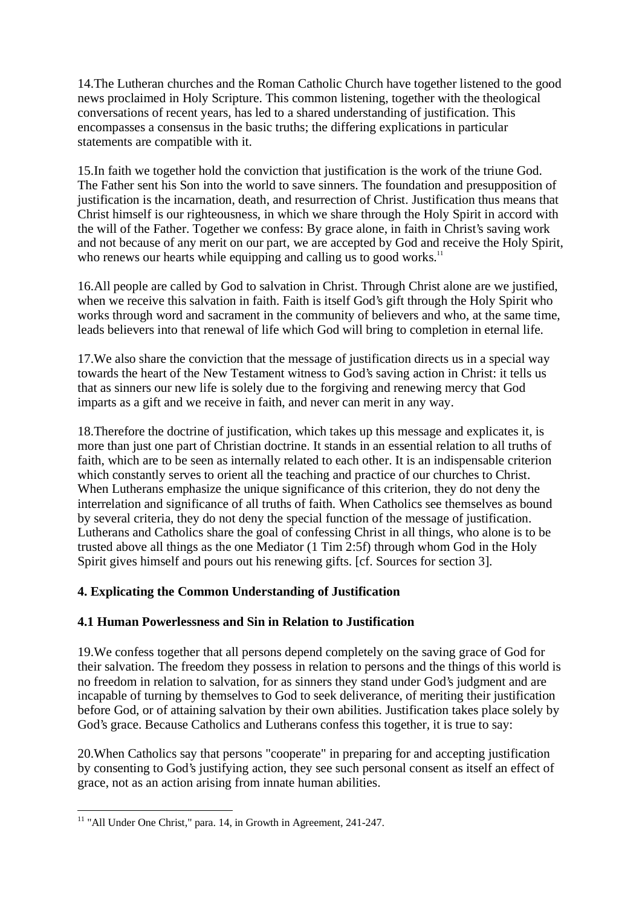14.The Lutheran churches and the Roman Catholic Church have together listened to the good news proclaimed in Holy Scripture. This common listening, together with the theological conversations of recent years, has led to a shared understanding of justification. This encompasses a consensus in the basic truths; the differing explications in particular statements are compatible with it.

15.In faith we together hold the conviction that justification is the work of the triune God. The Father sent his Son into the world to save sinners. The foundation and presupposition of justification is the incarnation, death, and resurrection of Christ. Justification thus means that Christ himself is our righteousness, in which we share through the Holy Spirit in accord with the will of the Father. Together we confess: By grace alone, in faith in Christ's saving work and not because of any merit on our part, we are accepted by God and receive the Holy Spirit, who renews our hearts while equipping and calling us to good works.[11]

16.All people are called by God to salvation in Christ. Through Christ alone are we justified, when we receive this salvation in faith. Faith is itself God's gift through the Holy Spirit who works through word and sacrament in the community of believers and who, at the same time, leads believers into that renewal of life which God will bring to completion in eternal life.

17.We also share the conviction that the message of justification directs us in a special way towards the heart of the New Testament witness to God's saving action in Christ: it tells us that as sinners our new life is solely due to the forgiving and renewing mercy that God imparts as a gift and we receive in faith, and never can merit in any way.

18.Therefore the doctrine of justification, which takes up this message and explicates it, is more than just one part of Christian doctrine. It stands in an essential relation to all truths of faith, which are to be seen as internally related to each other. It is an indispensable criterion which constantly serves to orient all the teaching and practice of our churches to Christ. When Lutherans emphasize the unique significance of this criterion, they do not deny the interrelation and significance of all truths of faith. When Catholics see themselves as bound by several criteria, they do not deny the special function of the message of justification. Lutherans and Catholics share the goal of confessing Christ in all things, who alone is to be trusted above all things as the one Mediator (1 Tim 2:5f) through whom God in the Holy Spirit gives himself and pours out his renewing gifts. [cf. Sources for section 3].

### 4. Explicating the Common Understanding of Justification

#### 4.1 Human Powerlessness and Sin in Relation to Justification

19.We confess together that all persons depend completely on the saving grace of God for their salvation. The freedom they possess in relation to persons and the things of this world is no freedom in relation to salvation, for as sinners they stand under God's judgment and are incapable of turning by themselves to God to seek deliverance, of meriting their justification before God, or of attaining salvation by their own abilities. Justification takes place solely by God's grace. Because Catholics and Lutherans confess this together, it is true to say:

20.When Catholics say that persons "cooperate" in preparing for and accepting justification by consenting to God's justifying action, they see such personal consent as itself an effect of grace, not as an action arising from innate human abilities.

---

[11] "All Under One Christ," para. 14, in Growth in Agreement, 241-247.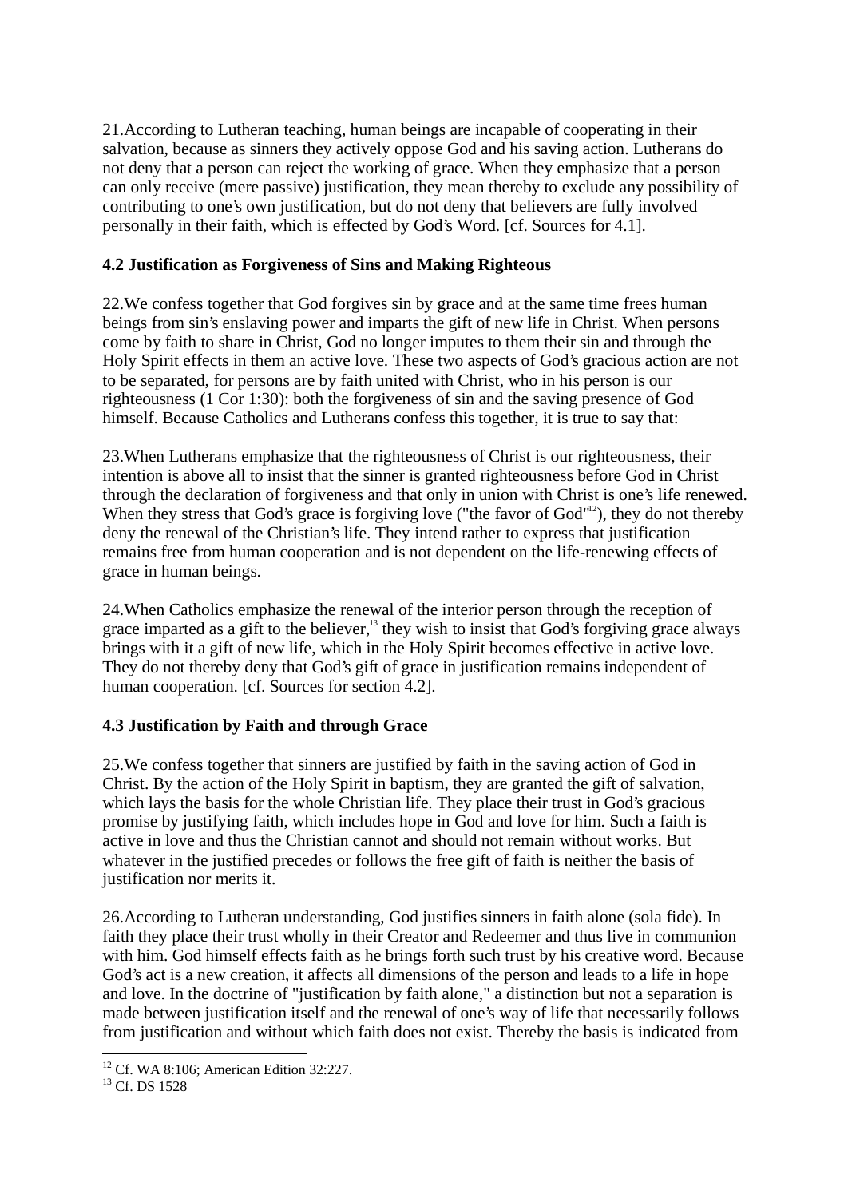21.According to Lutheran teaching, human beings are incapable of cooperating in their salvation, because as sinners they actively oppose God and his saving action. Lutherans do not deny that a person can reject the working of grace. When they emphasize that a person can only receive (mere passive) justification, they mean thereby to exclude any possibility of contributing to one's own justification, but do not deny that believers are fully involved personally in their faith, which is effected by God's Word. [cf. Sources for 4.1].

### 4.2 Justification as Forgiveness of Sins and Making Righteous

22.We confess together that God forgives sin by grace and at the same time frees human beings from sin's enslaving power and imparts the gift of new life in Christ. When persons come by faith to share in Christ, God no longer imputes to them their sin and through the Holy Spirit effects in them an active love. These two aspects of God's gracious action are not to be separated, for persons are by faith united with Christ, who in his person is our righteousness (1 Cor 1:30): both the forgiveness of sin and the saving presence of God himself. Because Catholics and Lutherans confess this together, it is true to say that:

23.When Lutherans emphasize that the righteousness of Christ is our righteousness, their intention is above all to insist that the sinner is granted righteousness before God in Christ through the declaration of forgiveness and that only in union with Christ is one's life renewed. When they stress that God's grace is forgiving love ("the favor of God"[12]), they do not thereby deny the renewal of the Christian's life. They intend rather to express that justification remains free from human cooperation and is not dependent on the life-renewing effects of grace in human beings.

24.When Catholics emphasize the renewal of the interior person through the reception of grace imparted as a gift to the believer,[13] they wish to insist that God's forgiving grace always brings with it a gift of new life, which in the Holy Spirit becomes effective in active love. They do not thereby deny that God's gift of grace in justification remains independent of human cooperation. [cf. Sources for section 4.2].

### 4.3 Justification by Faith and through Grace

25.We confess together that sinners are justified by faith in the saving action of God in Christ. By the action of the Holy Spirit in baptism, they are granted the gift of salvation, which lays the basis for the whole Christian life. They place their trust in God's gracious promise by justifying faith, which includes hope in God and love for him. Such a faith is active in love and thus the Christian cannot and should not remain without works. But whatever in the justified precedes or follows the free gift of faith is neither the basis of justification nor merits it.

26.According to Lutheran understanding, God justifies sinners in faith alone (sola fide). In faith they place their trust wholly in their Creator and Redeemer and thus live in communion with him. God himself effects faith as he brings forth such trust by his creative word. Because God's act is a new creation, it affects all dimensions of the person and leads to a life in hope and love. In the doctrine of "justification by faith alone," a distinction but not a separation is made between justification itself and the renewal of one's way of life that necessarily follows from justification and without which faith does not exist. Thereby the basis is indicated from

[12] Cf. WA 8:106; American Edition 32:227.

[13] Cf. DS 1528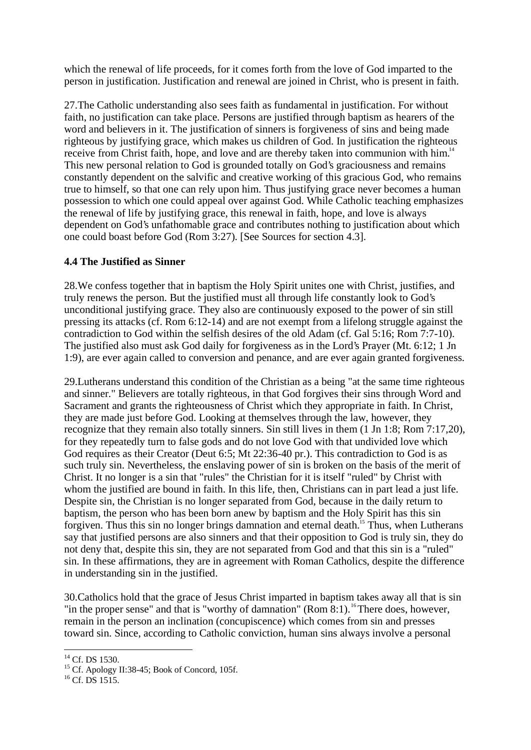which the renewal of life proceeds, for it comes forth from the love of God imparted to the person in justification. Justification and renewal are joined in Christ, who is present in faith.

27.The Catholic understanding also sees faith as fundamental in justification. For without faith, no justification can take place. Persons are justified through baptism as hearers of the word and believers in it. The justification of sinners is forgiveness of sins and being made righteous by justifying grace, which makes us children of God. In justification the righteous receive from Christ faith, hope, and love and are thereby taken into communion with him.[14] This new personal relation to God is grounded totally on God's graciousness and remains constantly dependent on the salvific and creative working of this gracious God, who remains true to himself, so that one can rely upon him. Thus justifying grace never becomes a human possession to which one could appeal over against God. While Catholic teaching emphasizes the renewal of life by justifying grace, this renewal in faith, hope, and love is always dependent on God's unfathomable grace and contributes nothing to justification about which one could boast before God (Rom 3:27). [See Sources for section 4.3].

### 4.4 The Justified as Sinner

28.We confess together that in baptism the Holy Spirit unites one with Christ, justifies, and truly renews the person. But the justified must all through life constantly look to God's unconditional justifying grace. They also are continuously exposed to the power of sin still pressing its attacks (cf. Rom 6:12-14) and are not exempt from a lifelong struggle against the contradiction to God within the selfish desires of the old Adam (cf. Gal 5:16; Rom 7:7-10). The justified also must ask God daily for forgiveness as in the Lord's Prayer (Mt. 6:12; 1 Jn 1:9), are ever again called to conversion and penance, and are ever again granted forgiveness.

29.Lutherans understand this condition of the Christian as a being "at the same time righteous and sinner." Believers are totally righteous, in that God forgives their sins through Word and Sacrament and grants the righteousness of Christ which they appropriate in faith. In Christ, they are made just before God. Looking at themselves through the law, however, they recognize that they remain also totally sinners. Sin still lives in them (1 Jn 1:8; Rom 7:17,20), for they repeatedly turn to false gods and do not love God with that undivided love which God requires as their Creator (Deut 6:5; Mt 22:36-40 pr.). This contradiction to God is as such truly sin. Nevertheless, the enslaving power of sin is broken on the basis of the merit of Christ. It no longer is a sin that "rules" the Christian for it is itself "ruled" by Christ with whom the justified are bound in faith. In this life, then, Christians can in part lead a just life. Despite sin, the Christian is no longer separated from God, because in the daily return to baptism, the person who has been born anew by baptism and the Holy Spirit has this sin forgiven. Thus this sin no longer brings damnation and eternal death.[15] Thus, when Lutherans say that justified persons are also sinners and that their opposition to God is truly sin, they do not deny that, despite this sin, they are not separated from God and that this sin is a "ruled" sin. In these affirmations, they are in agreement with Roman Catholics, despite the difference in understanding sin in the justified.

30.Catholics hold that the grace of Jesus Christ imparted in baptism takes away all that is sin "in the proper sense" and that is "worthy of damnation" (Rom 8:1).[16] There does, however, remain in the person an inclination (concupiscence) which comes from sin and presses toward sin. Since, according to Catholic conviction, human sins always involve a personal

---

[14] Cf. DS 1530.
[15] Cf. Apology II:38-45; Book of Concord, 105f.
[16] Cf. DS 1515.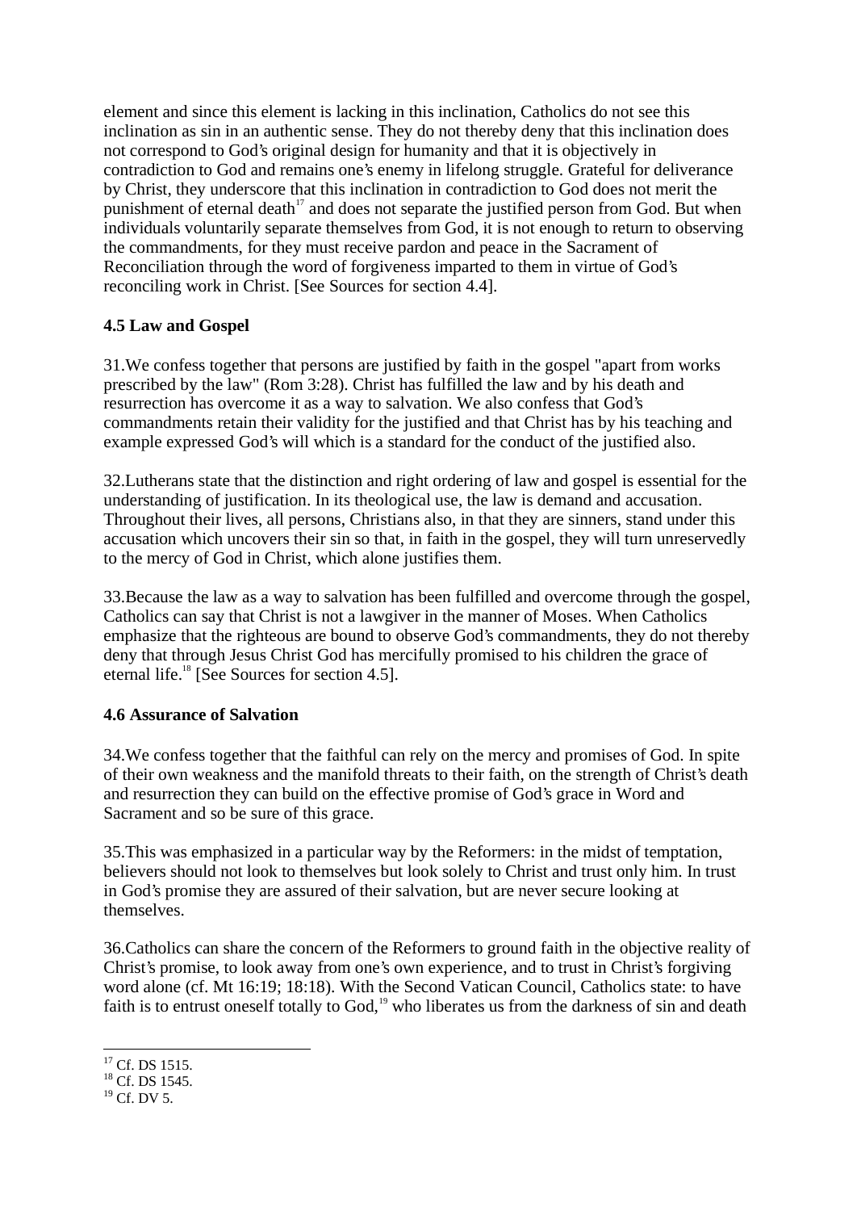element and since this element is lacking in this inclination, Catholics do not see this inclination as sin in an authentic sense. They do not thereby deny that this inclination does not correspond to God's original design for humanity and that it is objectively in contradiction to God and remains one's enemy in lifelong struggle. Grateful for deliverance by Christ, they underscore that this inclination in contradiction to God does not merit the punishment of eternal death[17] and does not separate the justified person from God. But when individuals voluntarily separate themselves from God, it is not enough to return to observing the commandments, for they must receive pardon and peace in the Sacrament of Reconciliation through the word of forgiveness imparted to them in virtue of God's reconciling work in Christ. [See Sources for section 4.4].

### 4.5 Law and Gospel

31.We confess together that persons are justified by faith in the gospel "apart from works prescribed by the law" (Rom 3:28). Christ has fulfilled the law and by his death and resurrection has overcome it as a way to salvation. We also confess that God's commandments retain their validity for the justified and that Christ has by his teaching and example expressed God's will which is a standard for the conduct of the justified also.

32.Lutherans state that the distinction and right ordering of law and gospel is essential for the understanding of justification. In its theological use, the law is demand and accusation. Throughout their lives, all persons, Christians also, in that they are sinners, stand under this accusation which uncovers their sin so that, in faith in the gospel, they will turn unreservedly to the mercy of God in Christ, which alone justifies them.

33.Because the law as a way to salvation has been fulfilled and overcome through the gospel, Catholics can say that Christ is not a lawgiver in the manner of Moses. When Catholics emphasize that the righteous are bound to observe God's commandments, they do not thereby deny that through Jesus Christ God has mercifully promised to his children the grace of eternal life.[18] [See Sources for section 4.5].

### 4.6 Assurance of Salvation

34.We confess together that the faithful can rely on the mercy and promises of God. In spite of their own weakness and the manifold threats to their faith, on the strength of Christ's death and resurrection they can build on the effective promise of God's grace in Word and Sacrament and so be sure of this grace.

35.This was emphasized in a particular way by the Reformers: in the midst of temptation, believers should not look to themselves but look solely to Christ and trust only him. In trust in God's promise they are assured of their salvation, but are never secure looking at themselves.

36.Catholics can share the concern of the Reformers to ground faith in the objective reality of Christ's promise, to look away from one's own experience, and to trust in Christ's forgiving word alone (cf. Mt 16:19; 18:18). With the Second Vatican Council, Catholics state: to have faith is to entrust oneself totally to God,[19] who liberates us from the darkness of sin and death

---

[17] Cf. DS 1515.
[18] Cf. DS 1545.
[19] Cf. DV 5.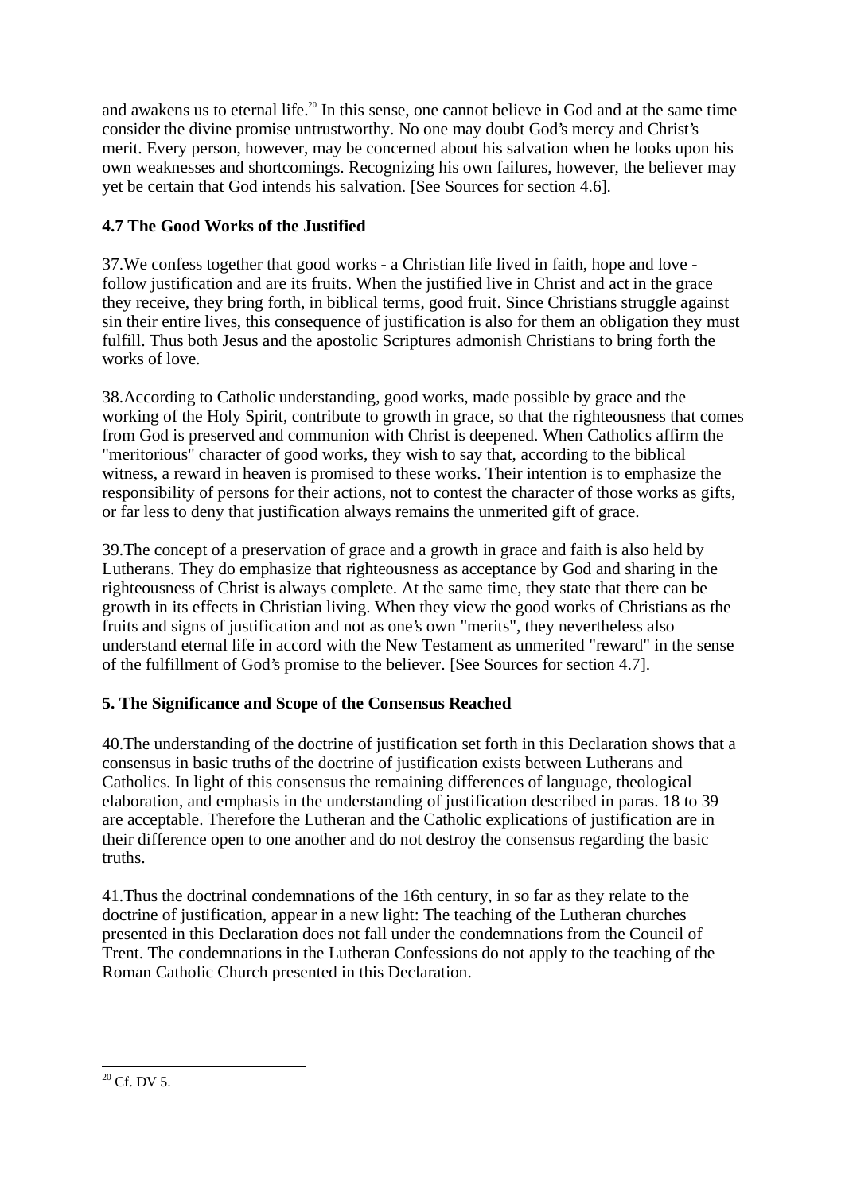and awakens us to eternal life.[20] In this sense, one cannot believe in God and at the same time consider the divine promise untrustworthy. No one may doubt God's mercy and Christ's merit. Every person, however, may be concerned about his salvation when he looks upon his own weaknesses and shortcomings. Recognizing his own failures, however, the believer may yet be certain that God intends his salvation. [See Sources for section 4.6].

### 4.7 The Good Works of the Justified

37.We confess together that good works - a Christian life lived in faith, hope and love - follow justification and are its fruits. When the justified live in Christ and act in the grace they receive, they bring forth, in biblical terms, good fruit. Since Christians struggle against sin their entire lives, this consequence of justification is also for them an obligation they must fulfill. Thus both Jesus and the apostolic Scriptures admonish Christians to bring forth the works of love.

38.According to Catholic understanding, good works, made possible by grace and the working of the Holy Spirit, contribute to growth in grace, so that the righteousness that comes from God is preserved and communion with Christ is deepened. When Catholics affirm the "meritorious" character of good works, they wish to say that, according to the biblical witness, a reward in heaven is promised to these works. Their intention is to emphasize the responsibility of persons for their actions, not to contest the character of those works as gifts, or far less to deny that justification always remains the unmerited gift of grace.

39.The concept of a preservation of grace and a growth in grace and faith is also held by Lutherans. They do emphasize that righteousness as acceptance by God and sharing in the righteousness of Christ is always complete. At the same time, they state that there can be growth in its effects in Christian living. When they view the good works of Christians as the fruits and signs of justification and not as one's own "merits", they nevertheless also understand eternal life in accord with the New Testament as unmerited "reward" in the sense of the fulfillment of God's promise to the believer. [See Sources for section 4.7].

## 5. The Significance and Scope of the Consensus Reached

40.The understanding of the doctrine of justification set forth in this Declaration shows that a consensus in basic truths of the doctrine of justification exists between Lutherans and Catholics. In light of this consensus the remaining differences of language, theological elaboration, and emphasis in the understanding of justification described in paras. 18 to 39 are acceptable. Therefore the Lutheran and the Catholic explications of justification are in their difference open to one another and do not destroy the consensus regarding the basic truths.

41.Thus the doctrinal condemnations of the 16th century, in so far as they relate to the doctrine of justification, appear in a new light: The teaching of the Lutheran churches presented in this Declaration does not fall under the condemnations from the Council of Trent. The condemnations in the Lutheran Confessions do not apply to the teaching of the Roman Catholic Church presented in this Declaration.

[20] Cf. DV 5.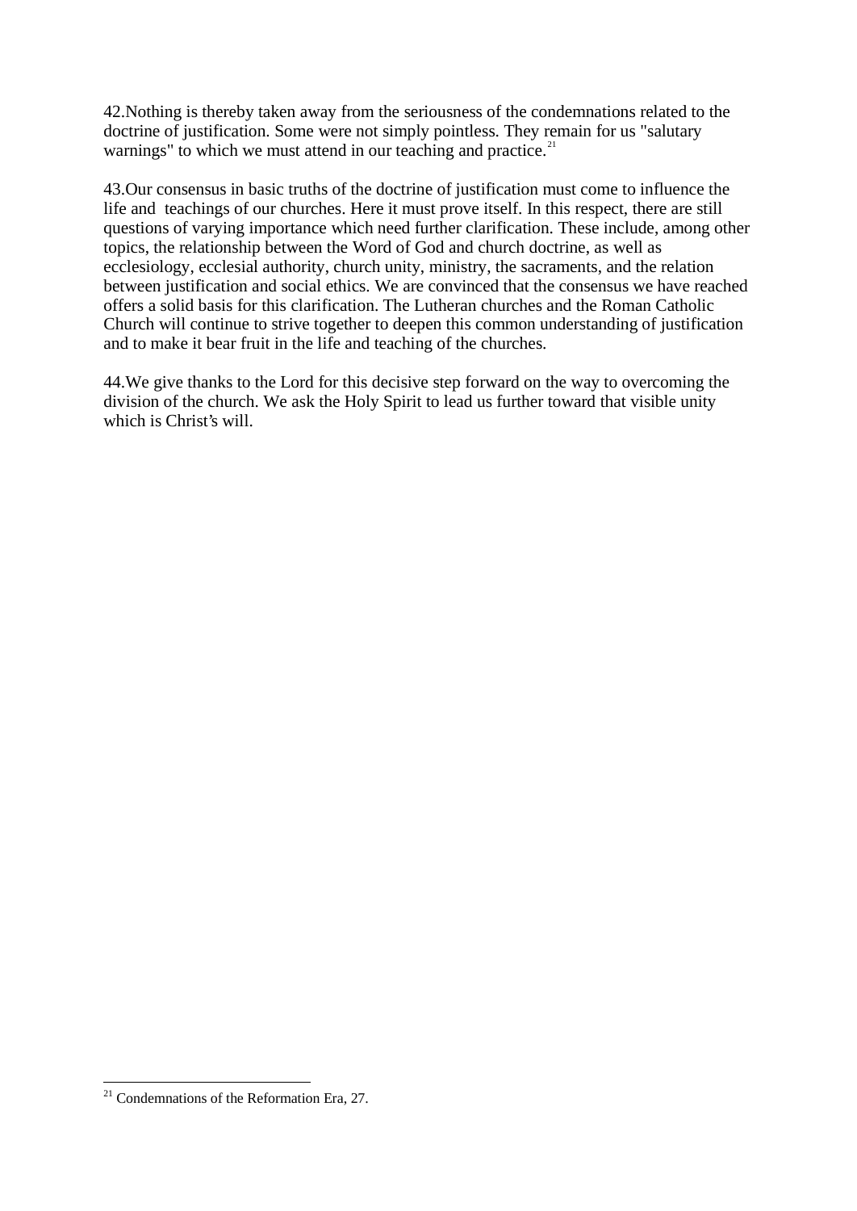42.Nothing is thereby taken away from the seriousness of the condemnations related to the doctrine of justification. Some were not simply pointless. They remain for us "salutary warnings" to which we must attend in our teaching and practice.[21]

43.Our consensus in basic truths of the doctrine of justification must come to influence the life and teachings of our churches. Here it must prove itself. In this respect, there are still questions of varying importance which need further clarification. These include, among other topics, the relationship between the Word of God and church doctrine, as well as ecclesiology, ecclesial authority, church unity, ministry, the sacraments, and the relation between justification and social ethics. We are convinced that the consensus we have reached offers a solid basis for this clarification. The Lutheran churches and the Roman Catholic Church will continue to strive together to deepen this common understanding of justification and to make it bear fruit in the life and teaching of the churches.

44.We give thanks to the Lord for this decisive step forward on the way to overcoming the division of the church. We ask the Holy Spirit to lead us further toward that visible unity which is Christ's will.

---

[21] Condemnations of the Reformation Era, 27.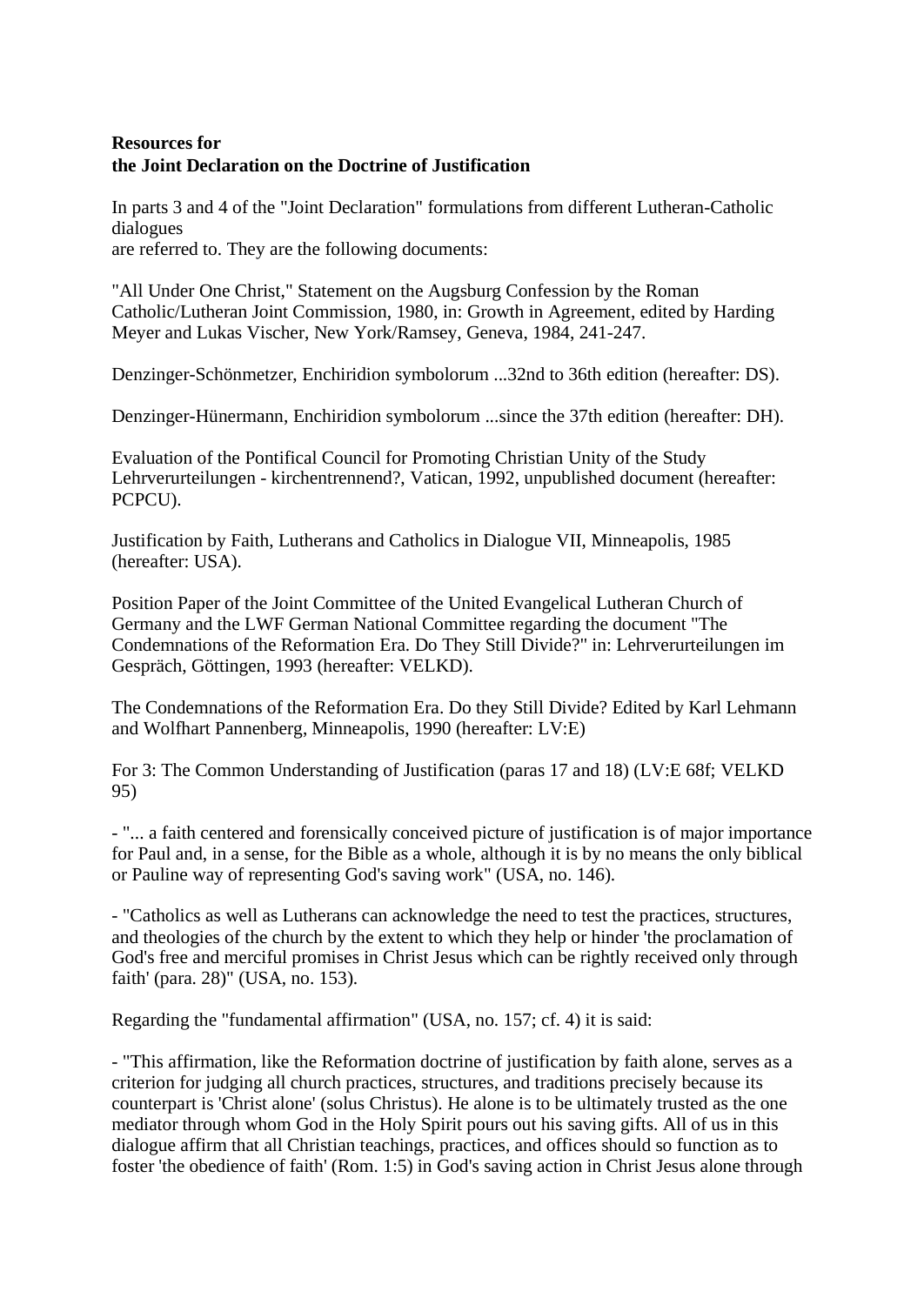**Resources for**
**the Joint Declaration on the Doctrine of Justification**

In parts 3 and 4 of the "Joint Declaration" formulations from different Lutheran-Catholic dialogues
are referred to. They are the following documents:

"All Under One Christ," Statement on the Augsburg Confession by the Roman Catholic/Lutheran Joint Commission, 1980, in: Growth in Agreement, edited by Harding Meyer and Lukas Vischer, New York/Ramsey, Geneva, 1984, 241-247.

Denzinger-Schönmetzer, Enchiridion symbolorum ...32nd to 36th edition (hereafter: DS).

Denzinger-Hünermann, Enchiridion symbolorum ...since the 37th edition (hereafter: DH).

Evaluation of the Pontifical Council for Promoting Christian Unity of the Study Lehrverurteilungen - kirchentrennend?, Vatican, 1992, unpublished document (hereafter: PCPCU).

Justification by Faith, Lutherans and Catholics in Dialogue VII, Minneapolis, 1985 (hereafter: USA).

Position Paper of the Joint Committee of the United Evangelical Lutheran Church of Germany and the LWF German National Committee regarding the document "The Condemnations of the Reformation Era. Do They Still Divide?" in: Lehrverurteilungen im Gespräch, Göttingen, 1993 (hereafter: VELKD).

The Condemnations of the Reformation Era. Do they Still Divide? Edited by Karl Lehmann and Wolfhart Pannenberg, Minneapolis, 1990 (hereafter: LV:E)

For 3: The Common Understanding of Justification (paras 17 and 18) (LV:E 68f; VELKD 95)

- "... a faith centered and forensically conceived picture of justification is of major importance for Paul and, in a sense, for the Bible as a whole, although it is by no means the only biblical or Pauline way of representing God's saving work" (USA, no. 146).

- "Catholics as well as Lutherans can acknowledge the need to test the practices, structures, and theologies of the church by the extent to which they help or hinder 'the proclamation of God's free and merciful promises in Christ Jesus which can be rightly received only through faith' (para. 28)" (USA, no. 153).

Regarding the "fundamental affirmation" (USA, no. 157; cf. 4) it is said:

- "This affirmation, like the Reformation doctrine of justification by faith alone, serves as a criterion for judging all church practices, structures, and traditions precisely because its counterpart is 'Christ alone' (solus Christus). He alone is to be ultimately trusted as the one mediator through whom God in the Holy Spirit pours out his saving gifts. All of us in this dialogue affirm that all Christian teachings, practices, and offices should so function as to foster 'the obedience of faith' (Rom. 1:5) in God's saving action in Christ Jesus alone through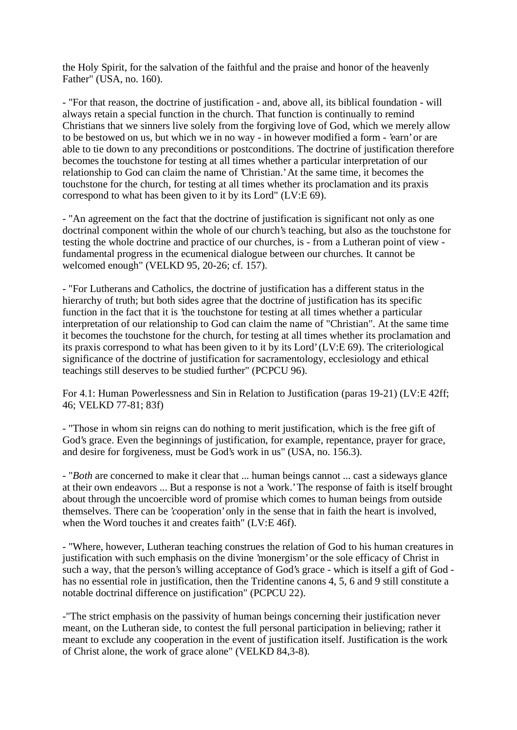the Holy Spirit, for the salvation of the faithful and the praise and honor of the heavenly Father" (USA, no. 160).

- "For that reason, the doctrine of justification - and, above all, its biblical foundation - will always retain a special function in the church. That function is continually to remind Christians that we sinners live solely from the forgiving love of God, which we merely allow to be bestowed on us, but which we in no way - in however modified a form - 'earn' or are able to tie down to any preconditions or postconditions. The doctrine of justification therefore becomes the touchstone for testing at all times whether a particular interpretation of our relationship to God can claim the name of 'Christian.' At the same time, it becomes the touchstone for the church, for testing at all times whether its proclamation and its praxis correspond to what has been given to it by its Lord" (LV:E 69).

- "An agreement on the fact that the doctrine of justification is significant not only as one doctrinal component within the whole of our church's teaching, but also as the touchstone for testing the whole doctrine and practice of our churches, is - from a Lutheran point of view - fundamental progress in the ecumenical dialogue between our churches. It cannot be welcomed enough" (VELKD 95, 20-26; cf. 157).

- "For Lutherans and Catholics, the doctrine of justification has a different status in the hierarchy of truth; but both sides agree that the doctrine of justification has its specific function in the fact that it is 'the touchstone for testing at all times whether a particular interpretation of our relationship to God can claim the name of "Christian". At the same time it becomes the touchstone for the church, for testing at all times whether its proclamation and its praxis correspond to what has been given to it by its Lord' (LV:E 69). The criteriological significance of the doctrine of justification for sacramentology, ecclesiology and ethical teachings still deserves to be studied further" (PCPCU 96).

For 4.1: Human Powerlessness and Sin in Relation to Justification (paras 19-21) (LV:E 42ff; 46; VELKD 77-81; 83f)

- "Those in whom sin reigns can do nothing to merit justification, which is the free gift of God's grace. Even the beginnings of justification, for example, repentance, prayer for grace, and desire for forgiveness, must be God's work in us" (USA, no. 156.3).

- "*Both* are concerned to make it clear that ... human beings cannot ... cast a sideways glance at their own endeavors ... But a response is not a 'work.' The response of faith is itself brought about through the uncoercible word of promise which comes to human beings from outside themselves. There can be '*co*operation' only in the sense that in faith the heart is involved, when the Word touches it and creates faith" (LV:E 46f).

- "Where, however, Lutheran teaching construes the relation of God to his human creatures in justification with such emphasis on the divine 'monergism' or the sole efficacy of Christ in such a way, that the person's willing acceptance of God's grace - which is itself a gift of God - has no essential role in justification, then the Tridentine canons 4, 5, 6 and 9 still constitute a notable doctrinal difference on justification" (PCPCU 22).

-"The strict emphasis on the passivity of human beings concerning their justification never meant, on the Lutheran side, to contest the full personal participation in believing; rather it meant to exclude any cooperation in the event of justification itself. Justification is the work of Christ alone, the work of grace alone" (VELKD 84,3-8).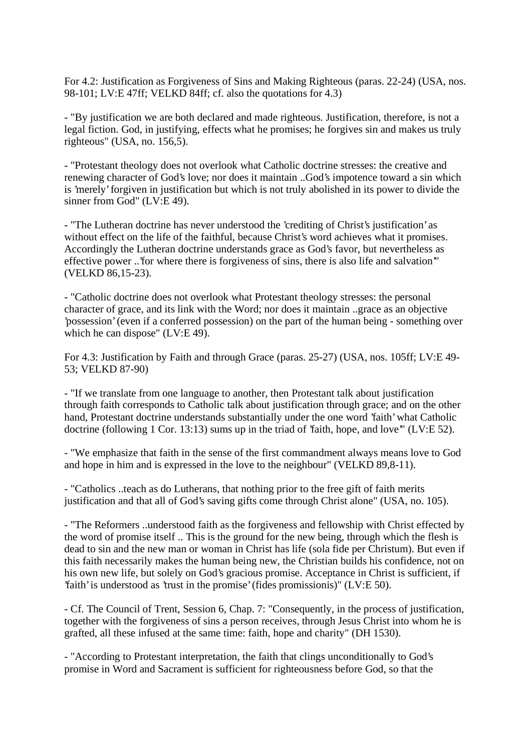For 4.2: Justification as Forgiveness of Sins and Making Righteous (paras. 22-24) (USA, nos. 98-101; LV:E 47ff; VELKD 84ff; cf. also the quotations for 4.3)

- "By justification we are both declared and made righteous. Justification, therefore, is not a legal fiction. God, in justifying, effects what he promises; he forgives sin and makes us truly righteous" (USA, no. 156,5).

- "Protestant theology does not overlook what Catholic doctrine stresses: the creative and renewing character of God's love; nor does it maintain ..God's impotence toward a sin which is 'merely' forgiven in justification but which is not truly abolished in its power to divide the sinner from God" (LV:E 49).

- "The Lutheran doctrine has never understood the 'crediting of Christ's justification' as without effect on the life of the faithful, because Christ's word achieves what it promises. Accordingly the Lutheran doctrine understands grace as God's favor, but nevertheless as effective power ..'for where there is forgiveness of sins, there is also life and salvation'" (VELKD 86,15-23).

- "Catholic doctrine does not overlook what Protestant theology stresses: the personal character of grace, and its link with the Word; nor does it maintain ..grace as an objective 'possession' (even if a conferred possession) on the part of the human being - something over which he can dispose" (LV:E 49).

For 4.3: Justification by Faith and through Grace (paras. 25-27) (USA, nos. 105ff; LV:E 49-53; VELKD 87-90)

- "If we translate from one language to another, then Protestant talk about justification through faith corresponds to Catholic talk about justification through grace; and on the other hand, Protestant doctrine understands substantially under the one word 'faith' what Catholic doctrine (following 1 Cor. 13:13) sums up in the triad of 'faith, hope, and love'" (LV:E 52).

- "We emphasize that faith in the sense of the first commandment always means love to God and hope in him and is expressed in the love to the neighbour" (VELKD 89,8-11).

- "Catholics ..teach as do Lutherans, that nothing prior to the free gift of faith merits justification and that all of God's saving gifts come through Christ alone" (USA, no. 105).

- "The Reformers ..understood faith as the forgiveness and fellowship with Christ effected by the word of promise itself .. This is the ground for the new being, through which the flesh is dead to sin and the new man or woman in Christ has life (sola fide per Christum). But even if this faith necessarily makes the human being new, the Christian builds his confidence, not on his own new life, but solely on God's gracious promise. Acceptance in Christ is sufficient, if 'faith' is understood as 'trust in the promise' (fides promissionis)" (LV:E 50).

- Cf. The Council of Trent, Session 6, Chap. 7: "Consequently, in the process of justification, together with the forgiveness of sins a person receives, through Jesus Christ into whom he is grafted, all these infused at the same time: faith, hope and charity" (DH 1530).

- "According to Protestant interpretation, the faith that clings unconditionally to God's promise in Word and Sacrament is sufficient for righteousness before God, so that the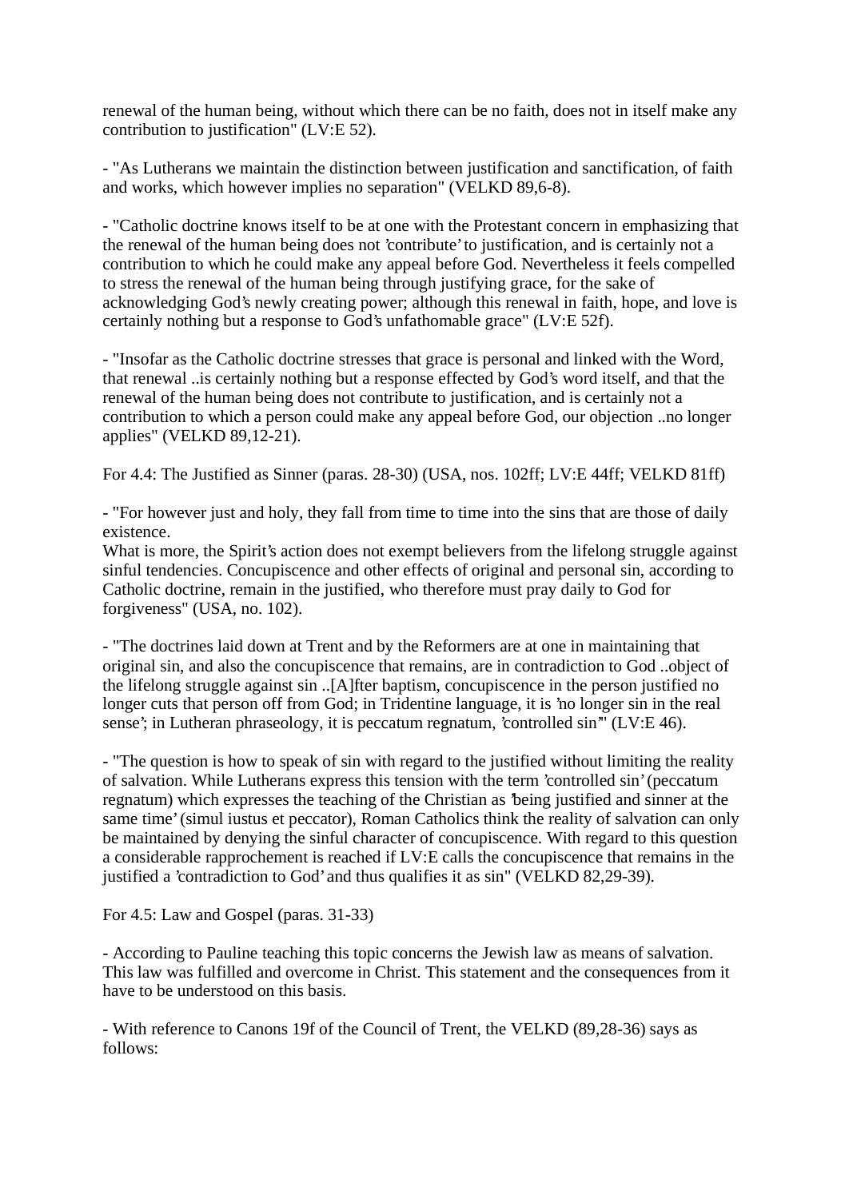renewal of the human being, without which there can be no faith, does not in itself make any contribution to justification" (LV:E 52).

- "As Lutherans we maintain the distinction between justification and sanctification, of faith and works, which however implies no separation" (VELKD 89,6-8).

- "Catholic doctrine knows itself to be at one with the Protestant concern in emphasizing that the renewal of the human being does not 'contribute' to justification, and is certainly not a contribution to which he could make any appeal before God. Nevertheless it feels compelled to stress the renewal of the human being through justifying grace, for the sake of acknowledging God's newly creating power; although this renewal in faith, hope, and love is certainly nothing but a response to God's unfathomable grace" (LV:E 52f).

- "Insofar as the Catholic doctrine stresses that grace is personal and linked with the Word, that renewal ..is certainly nothing but a response effected by God's word itself, and that the renewal of the human being does not contribute to justification, and is certainly not a contribution to which a person could make any appeal before God, our objection ..no longer applies" (VELKD 89,12-21).

For 4.4: The Justified as Sinner (paras. 28-30) (USA, nos. 102ff; LV:E 44ff; VELKD 81ff)

- "For however just and holy, they fall from time to time into the sins that are those of daily existence.
What is more, the Spirit's action does not exempt believers from the lifelong struggle against sinful tendencies. Concupiscence and other effects of original and personal sin, according to Catholic doctrine, remain in the justified, who therefore must pray daily to God for forgiveness" (USA, no. 102).

- "The doctrines laid down at Trent and by the Reformers are at one in maintaining that original sin, and also the concupiscence that remains, are in contradiction to God ..object of the lifelong struggle against sin ..[A]fter baptism, concupiscence in the person justified no longer cuts that person off from God; in Tridentine language, it is 'no longer sin in the real sense'; in Lutheran phraseology, it is peccatum regnatum, 'controlled sin'" (LV:E 46).

- "The question is how to speak of sin with regard to the justified without limiting the reality of salvation. While Lutherans express this tension with the term 'controlled sin' (peccatum regnatum) which expresses the teaching of the Christian as 'being justified and sinner at the same time' (simul iustus et peccator), Roman Catholics think the reality of salvation can only be maintained by denying the sinful character of concupiscence. With regard to this question a considerable rapprochement is reached if LV:E calls the concupiscence that remains in the justified a 'contradiction to God' and thus qualifies it as sin" (VELKD 82,29-39).

For 4.5: Law and Gospel (paras. 31-33)

- According to Pauline teaching this topic concerns the Jewish law as means of salvation. This law was fulfilled and overcome in Christ. This statement and the consequences from it have to be understood on this basis.

- With reference to Canons 19f of the Council of Trent, the VELKD (89,28-36) says as follows: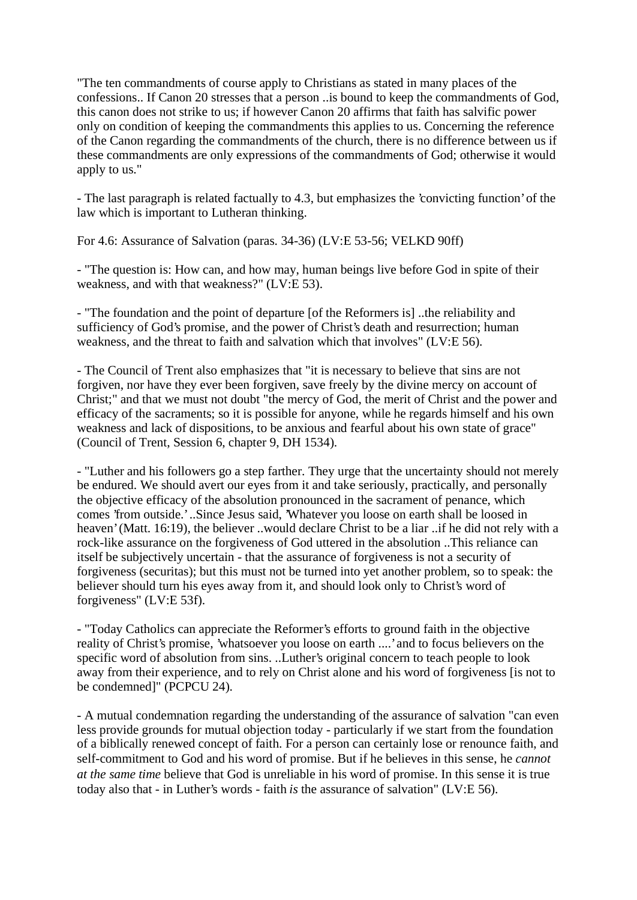"The ten commandments of course apply to Christians as stated in many places of the confessions.. If Canon 20 stresses that a person ..is bound to keep the commandments of God, this canon does not strike to us; if however Canon 20 affirms that faith has salvific power only on condition of keeping the commandments this applies to us. Concerning the reference of the Canon regarding the commandments of the church, there is no difference between us if these commandments are only expressions of the commandments of God; otherwise it would apply to us."

- The last paragraph is related factually to 4.3, but emphasizes the 'convicting function' of the law which is important to Lutheran thinking.

For 4.6: Assurance of Salvation (paras. 34-36) (LV:E 53-56; VELKD 90ff)

- "The question is: How can, and how may, human beings live before God in spite of their weakness, and with that weakness?" (LV:E 53).

- "The foundation and the point of departure [of the Reformers is] ..the reliability and sufficiency of God's promise, and the power of Christ's death and resurrection; human weakness, and the threat to faith and salvation which that involves" (LV:E 56).

- The Council of Trent also emphasizes that "it is necessary to believe that sins are not forgiven, nor have they ever been forgiven, save freely by the divine mercy on account of Christ;" and that we must not doubt "the mercy of God, the merit of Christ and the power and efficacy of the sacraments; so it is possible for anyone, while he regards himself and his own weakness and lack of dispositions, to be anxious and fearful about his own state of grace" (Council of Trent, Session 6, chapter 9, DH 1534).

- "Luther and his followers go a step farther. They urge that the uncertainty should not merely be endured. We should avert our eyes from it and take seriously, practically, and personally the objective efficacy of the absolution pronounced in the sacrament of penance, which comes 'from outside.' ..Since Jesus said, 'Whatever you loose on earth shall be loosed in heaven' (Matt. 16:19), the believer ..would declare Christ to be a liar ..if he did not rely with a rock-like assurance on the forgiveness of God uttered in the absolution ..This reliance can itself be subjectively uncertain - that the assurance of forgiveness is not a security of forgiveness (securitas); but this must not be turned into yet another problem, so to speak: the believer should turn his eyes away from it, and should look only to Christ's word of forgiveness" (LV:E 53f).

- "Today Catholics can appreciate the Reformer's efforts to ground faith in the objective reality of Christ's promise, 'whatsoever you loose on earth ....' and to focus believers on the specific word of absolution from sins. ..Luther's original concern to teach people to look away from their experience, and to rely on Christ alone and his word of forgiveness [is not to be condemned]" (PCPCU 24).

- A mutual condemnation regarding the understanding of the assurance of salvation "can even less provide grounds for mutual objection today - particularly if we start from the foundation of a biblically renewed concept of faith. For a person can certainly lose or renounce faith, and self-commitment to God and his word of promise. But if he believes in this sense, he *cannot at the same time* believe that God is unreliable in his word of promise. In this sense it is true today also that - in Luther's words - faith *is* the assurance of salvation" (LV:E 56).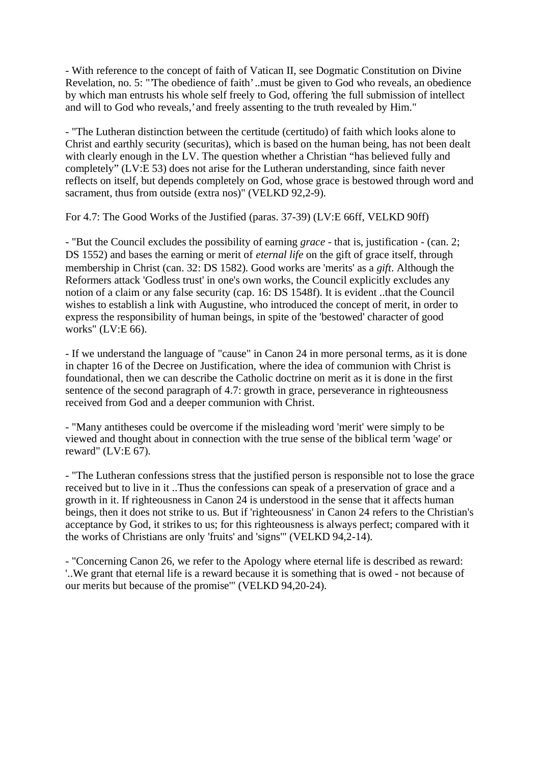- With reference to the concept of faith of Vatican II, see Dogmatic Constitution on Divine Revelation, no. 5: "'The obedience of faith' ..must be given to God who reveals, an obedience by which man entrusts his whole self freely to God, offering 'the full submission of intellect and will to God who reveals,' and freely assenting to the truth revealed by Him."

- "The Lutheran distinction between the certitude (certitudo) of faith which looks alone to Christ and earthly security (securitas), which is based on the human being, has not been dealt with clearly enough in the LV. The question whether a Christian "has believed fully and completely" (LV:E 53) does not arise for the Lutheran understanding, since faith never reflects on itself, but depends completely on God, whose grace is bestowed through word and sacrament, thus from outside (extra nos)" (VELKD 92,2-9).

For 4.7: The Good Works of the Justified (paras. 37-39) (LV:E 66ff, VELKD 90ff)

- "But the Council excludes the possibility of earning *grace* - that is, justification - (can. 2; DS 1552) and bases the earning or merit of *eternal life* on the gift of grace itself, through membership in Christ (can. 32: DS 1582). Good works are 'merits' as a *gift*. Although the Reformers attack 'Godless trust' in one's own works, the Council explicitly excludes any notion of a claim or any false security (cap. 16: DS 1548f). It is evident ..that the Council wishes to establish a link with Augustine, who introduced the concept of merit, in order to express the responsibility of human beings, in spite of the 'bestowed' character of good works" (LV:E 66).

- If we understand the language of "cause" in Canon 24 in more personal terms, as it is done in chapter 16 of the Decree on Justification, where the idea of communion with Christ is foundational, then we can describe the Catholic doctrine on merit as it is done in the first sentence of the second paragraph of 4.7: growth in grace, perseverance in righteousness received from God and a deeper communion with Christ.

- "Many antitheses could be overcome if the misleading word 'merit' were simply to be viewed and thought about in connection with the true sense of the biblical term 'wage' or reward" (LV:E 67).

- "The Lutheran confessions stress that the justified person is responsible not to lose the grace received but to live in it ..Thus the confessions can speak of a preservation of grace and a growth in it. If righteousness in Canon 24 is understood in the sense that it affects human beings, then it does not strike to us. But if 'righteousness' in Canon 24 refers to the Christian's acceptance by God, it strikes to us; for this righteousness is always perfect; compared with it the works of Christians are only 'fruits' and 'signs'" (VELKD 94,2-14).

- "Concerning Canon 26, we refer to the Apology where eternal life is described as reward: '..We grant that eternal life is a reward because it is something that is owed - not because of our merits but because of the promise'" (VELKD 94,20-24).